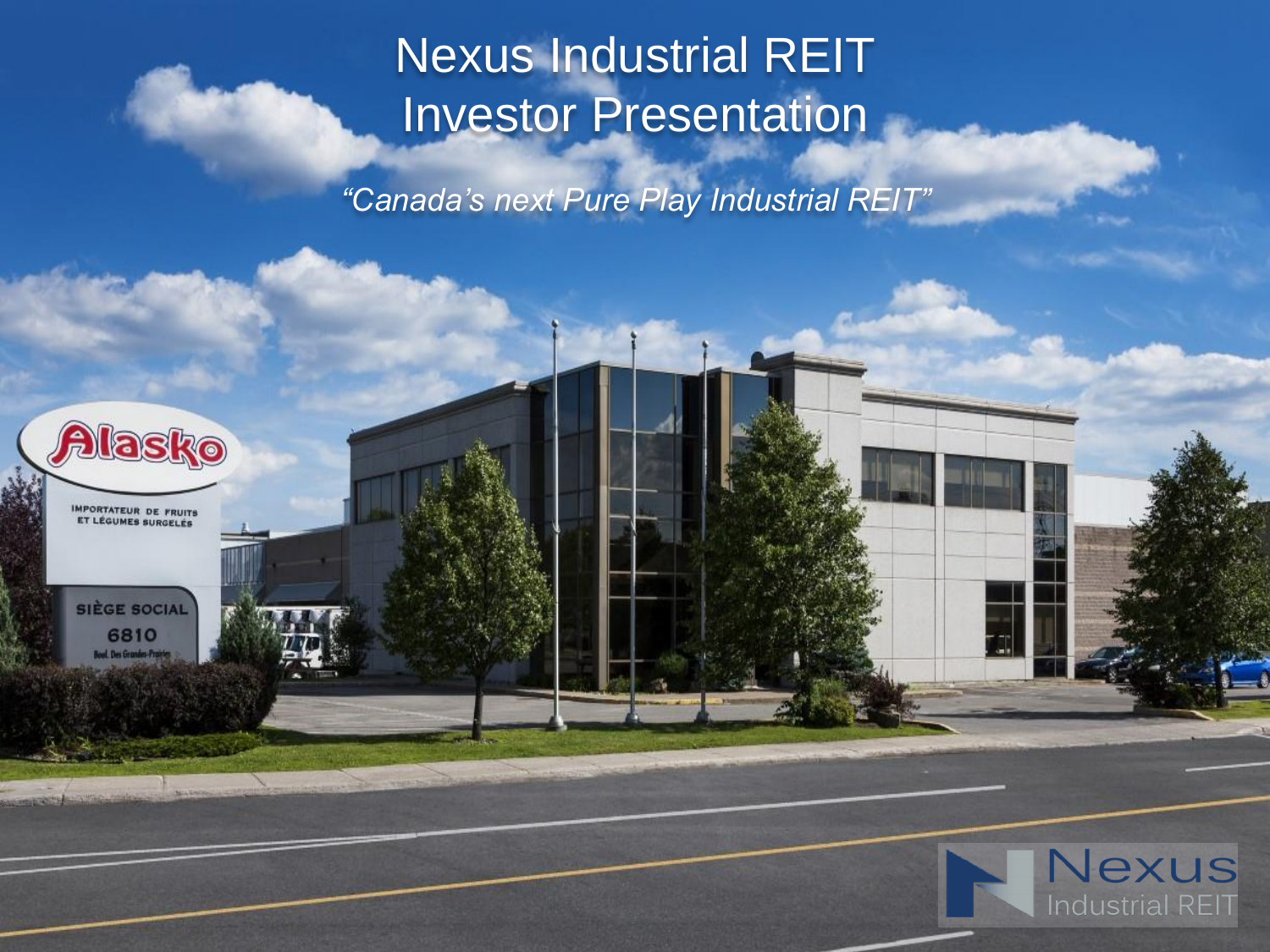# Nexus Industrial REIT Investor Presentation

*"Canada's next Pure Play Industrial REIT"*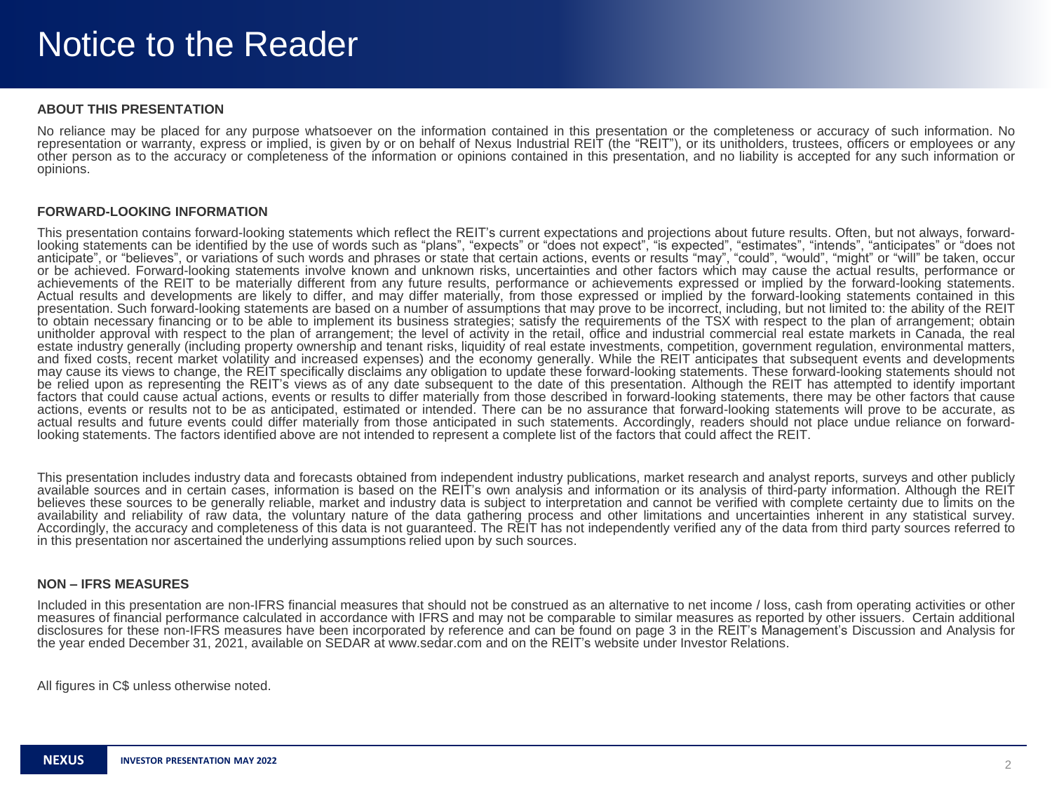# Notice to the Reader

**ABOUT THIS PRESENTATION**

No reliance may be placed for any purpose whatsoever on the information contained in this presentation or the completeness or accuracy of such information. No representation or warranty, express or implied, is given by or on behalf of Nexus Industrial REIT (the "REIT"), or its unitholders, trustees, officers or employees or any other person as to the accuracy or completeness of the information or opinions contained in this presentation, and no liability is accepted for any such information or opinions.

**FORWARD-LOOKING INFORMATION**

This presentation contains forward-looking statements which reflect the REIT's current expectations and projections about future results. Often, but not always, forward-looking statements can be identified by the use of words such as "plans", "expects" or "does not expect", "is expected", "estimates", "intends", "anticipates" or "does not anticipate", or "believes", or variations of such words and phrases or state that certain actions, events or results "may", "could", "would", "might" or "will" be taken, occur or be achieved. Forward-looking statements involve known and unknown risks, uncertainties and other factors which may cause the actual results, performance or achievements of the REIT to be materially different from any future results, performance or achievements expressed or implied by the forward-looking statements. Actual results and developments are likely to differ, and may differ materially, from those expressed or implied by the forward-looking statements contained in this presentation. Such forward-looking statements are based on a number of assumptions that may prove to be incorrect, including, but not limited to: the ability of the REIT to obtain necessary financing or to be able to implement its business strategies; satisfy the requirements of the TSX with respect to the plan of arrangement; obtain unitholder approval with respect to the plan of arrangement; the level of activity in the retail, office and industrial commercial real estate markets in Canada, the real estate industry generally (including property ownership and tenant risks, liquidity of real estate investments, competition, government regulation, environmental matters, and fixed costs, recent market volatility and increased expenses) and the economy generally. While the REIT anticipates that subsequent events and developments may cause its views to change, the REIT specifically disclaims any obligation to update these forward-looking statements. These forward-looking statements should not be relied upon as representing the REIT's views as of any date subsequent to the date of this presentation. Although the REIT has attempted to identify important factors that could cause actual actions, events or results to differ materially from those described in forward-looking statements, there may be other factors that cause actions, events or results not to be as anticipated, estimated or intended. There can be no assurance that forward-looking statements will prove to be accurate, as actual results and future events could differ materially from those anticipated in such statements. Accordingly, readers should not place undue reliance on forward-looking statements. The factors identified above are not intended to represent a complete list of the factors that could affect the REIT.

This presentation includes industry data and forecasts obtained from independent industry publications, market research and analyst reports, surveys and other publicly available sources and in certain cases, information is based on the REIT's own analysis and information or its analysis of third-party information. Although the REIT believes these sources to be generally reliable, market and industry data is subject to interpretation and cannot be verified with complete certainty due to limits on the availability and reliability of raw data, the voluntary nature of the data gathering process and other limitations and uncertainties inherent in any statistical survey. Accordingly, the accuracy and completeness of this data is not guaranteed. The REIT has not independently verified any of the data from third party sources referred to in this presentation nor ascertained the underlying assumptions relied upon by such sources.

**NON – IFRS MEASURES**

Included in this presentation are non-IFRS financial measures that should not be construed as an alternative to net income / loss, cash from operating activities or other measures of financial performance calculated in accordance with IFRS and may not be comparable to similar measures as reported by other issuers. Certain additional disclosures for these non-IFRS measures have been incorporated by reference and can be found on page 3 in the REIT's Management's Discussion and Analysis for the year ended December 31, 2021, available on SEDAR at www.sedar.com and on the REIT's website under Investor Relations.

All figures in C$ unless otherwise noted.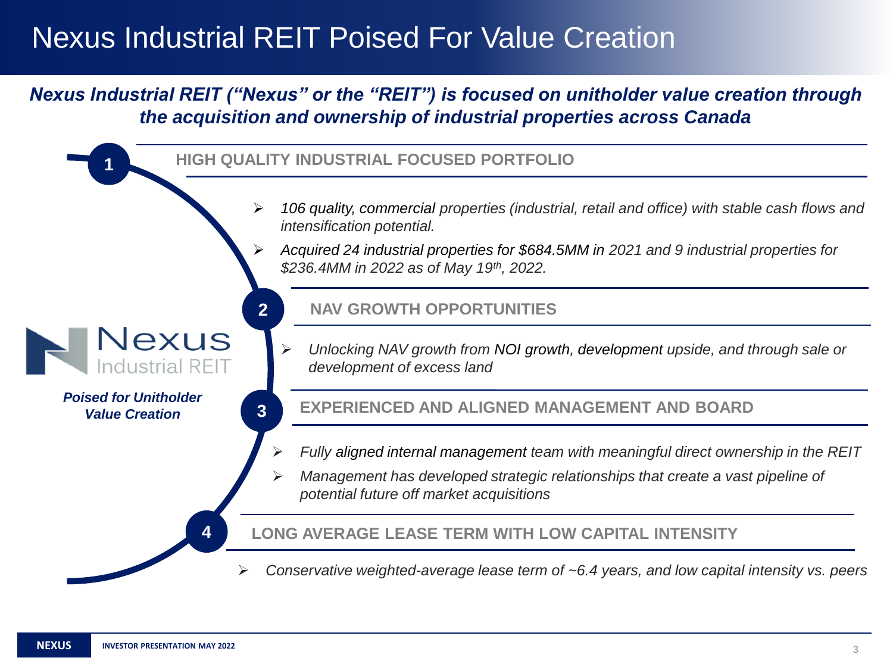# Nexus Industrial REIT Poised For Value Creation

***Nexus Industrial REIT ("Nexus" or the "REIT") is focused on unitholder value creation through the acquisition and ownership of industrial properties across Canada***

Nexus Industrial REIT

***Poised for Unitholder Value Creation***

## 1 HIGH QUALITY INDUSTRIAL FOCUSED PORTFOLIO

- *106 quality, commercial properties (industrial, retail and office) with stable cash flows and intensification potential.*
- *Acquired 24 industrial properties for $684.5MM in 2021 and 9 industrial properties for $236.4MM in 2022 as of May 19th, 2022.*

## 2 NAV GROWTH OPPORTUNITIES

- *Unlocking NAV growth from NOI growth, development upside, and through sale or development of excess land*

## 3 EXPERIENCED AND ALIGNED MANAGEMENT AND BOARD

- *Fully aligned internal management team with meaningful direct ownership in the REIT*
- *Management has developed strategic relationships that create a vast pipeline of potential future off market acquisitions*

## 4 LONG AVERAGE LEASE TERM WITH LOW CAPITAL INTENSITY

- *Conservative weighted-average lease term of ~6.4 years, and low capital intensity vs. peers*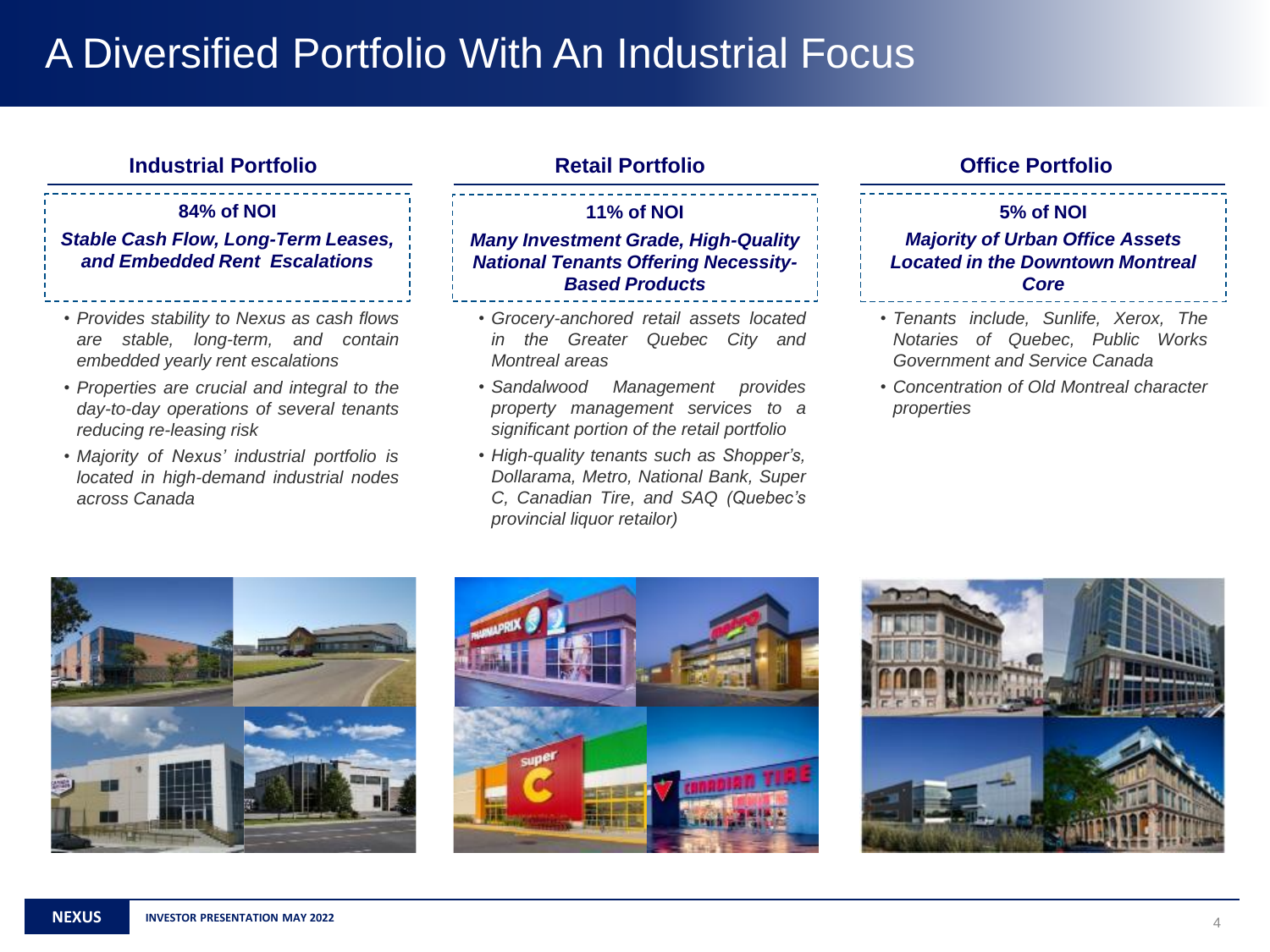# A Diversified Portfolio With An Industrial Focus

## Industrial Portfolio

**84% of NOI**

***Stable Cash Flow, Long-Term Leases, and Embedded Rent Escalations***

- *Provides stability to Nexus as cash flows are stable, long-term, and contain embedded yearly rent escalations*
- *Properties are crucial and integral to the day-to-day operations of several tenants reducing re-leasing risk*
- *Majority of Nexus' industrial portfolio is located in high-demand industrial nodes across Canada*

## Retail Portfolio

**11% of NOI**

***Many Investment Grade, High-Quality National Tenants Offering Necessity-Based Products***

- *Grocery-anchored retail assets located in the Greater Quebec City and Montreal areas*
- *Sandalwood Management provides property management services to a significant portion of the retail portfolio*
- *High-quality tenants such as Shopper's, Dollarama, Metro, National Bank, Super C, Canadian Tire, and SAQ (Quebec's provincial liquor retailor)*

## Office Portfolio

**5% of NOI**

***Majority of Urban Office Assets Located in the Downtown Montreal Core***

- *Tenants include, Sunlife, Xerox, The Notaries of Quebec, Public Works Government and Service Canada*
- *Concentration of Old Montreal character properties*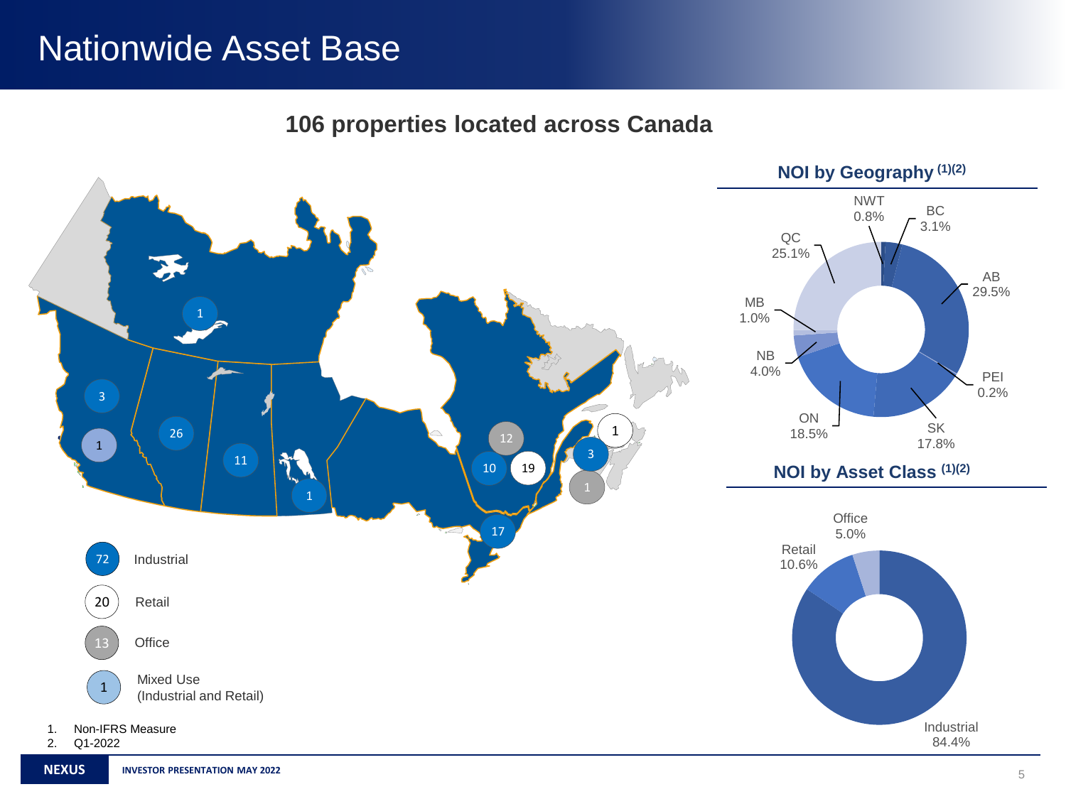# Nationwide Asset Base

## 106 properties located across Canada

| Count | Asset Type |
|---|---|
| 72 | Industrial |
| 20 | Retail |
| 13 | Office |
| 1 | Mixed Use (Industrial and Retail) |

### NOI by Geography (1)(2)

| Province | NOI |
|---|---|
| NWT | 0.8% |
| BC | 3.1% |
| AB | 29.5% |
| PEI | 0.2% |
| SK | 17.8% |
| ON | 18.5% |
| NB | 4.0% |
| MB | 1.0% |
| QC | 25.1% |

### NOI by Asset Class (1)(2)

| Asset Class | NOI |
|---|---|
| Office | 5.0% |
| Retail | 10.6% |
| Industrial | 84.4% |

1. Non-IFRS Measure
2. Q1-2022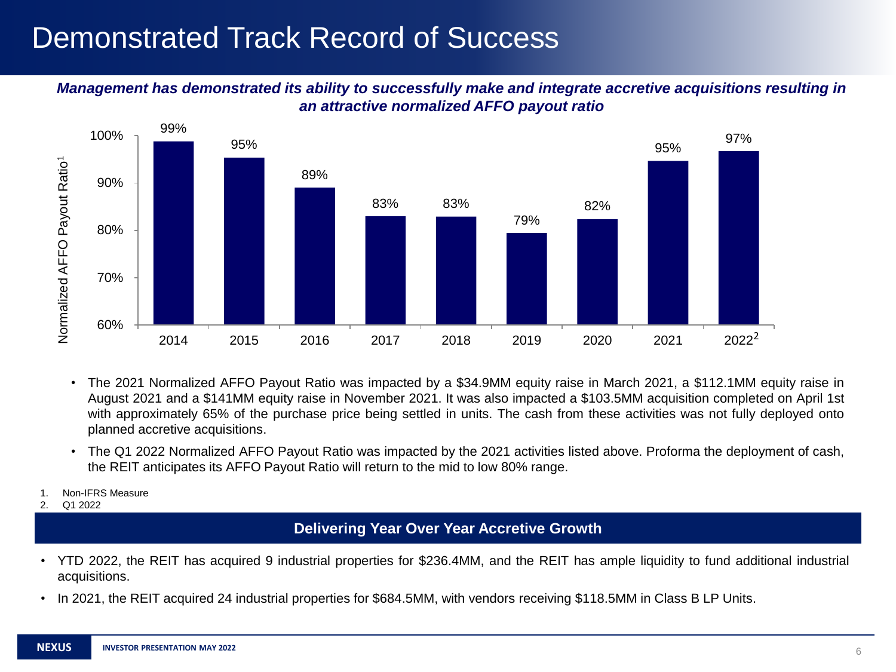# Demonstrated Track Record of Success

***Management has demonstrated its ability to successfully make and integrate accretive acquisitions resulting in an attractive normalized AFFO payout ratio***

| Year | Normalized AFFO Payout Ratio[1] |
|---|---|
| 2014 | 99% |
| 2015 | 95% |
| 2016 | 89% |
| 2017 | 83% |
| 2018 | 83% |
| 2019 | 79% |
| 2020 | 82% |
| 2021 | 95% |
| 2022[2] | 97% |

- The 2021 Normalized AFFO Payout Ratio was impacted by a $34.9MM equity raise in March 2021, a $112.1MM equity raise in August 2021 and a $141MM equity raise in November 2021. It was also impacted a $103.5MM acquisition completed on April 1st with approximately 65% of the purchase price being settled in units. The cash from these activities was not fully deployed onto planned accretive acquisitions.
- The Q1 2022 Normalized AFFO Payout Ratio was impacted by the 2021 activities listed above. Proforma the deployment of cash, the REIT anticipates its AFFO Payout Ratio will return to the mid to low 80% range.

1. Non-IFRS Measure
2. Q1 2022

## Delivering Year Over Year Accretive Growth

- YTD 2022, the REIT has acquired 9 industrial properties for $236.4MM, and the REIT has ample liquidity to fund additional industrial acquisitions.
- In 2021, the REIT acquired 24 industrial properties for $684.5MM, with vendors receiving $118.5MM in Class B LP Units.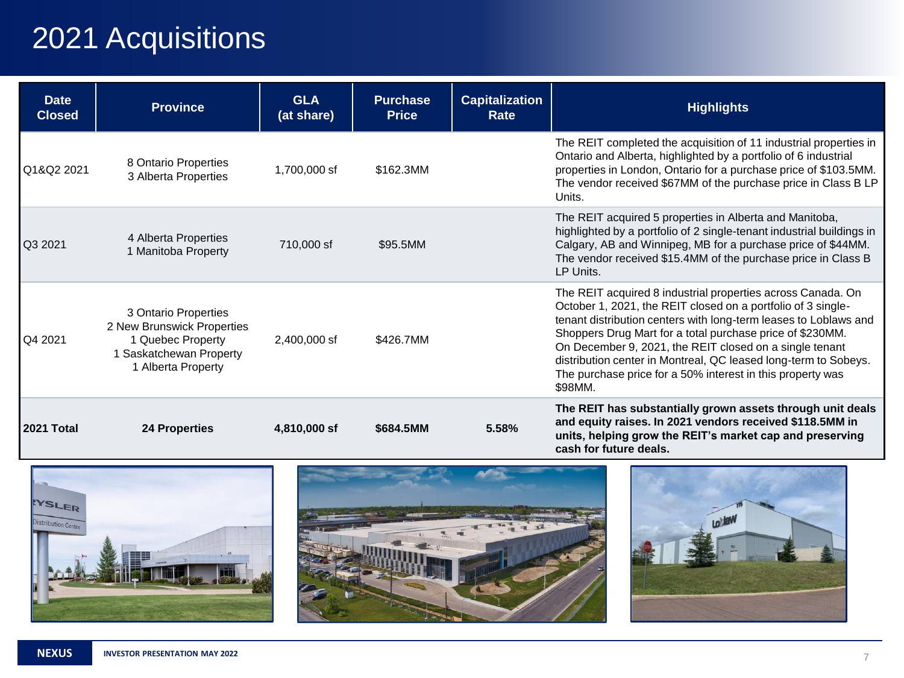# 2021 Acquisitions

| Date Closed | Province | GLA (at share) | Purchase Price | Capitalization Rate | Highlights |
|---|---|---|---|---|---|
| Q1&Q2 2021 | 8 Ontario Properties<br>3 Alberta Properties | 1,700,000 sf | $162.3MM | | The REIT completed the acquisition of 11 industrial properties in Ontario and Alberta, highlighted by a portfolio of 6 industrial properties in London, Ontario for a purchase price of $103.5MM. The vendor received $67MM of the purchase price in Class B LP Units. |
| Q3 2021 | 4 Alberta Properties<br>1 Manitoba Property | 710,000 sf | $95.5MM | | The REIT acquired 5 properties in Alberta and Manitoba, highlighted by a portfolio of 2 single-tenant industrial buildings in Calgary, AB and Winnipeg, MB for a purchase price of $44MM. The vendor received $15.4MM of the purchase price in Class B LP Units. |
| Q4 2021 | 3 Ontario Properties<br>2 New Brunswick Properties<br>1 Quebec Property<br>1 Saskatchewan Property<br>1 Alberta Property | 2,400,000 sf | $426.7MM | | The REIT acquired 8 industrial properties across Canada. On October 1, 2021, the REIT closed on a portfolio of 3 single-tenant distribution centers with long-term leases to Loblaws and Shoppers Drug Mart for a total purchase price of $230MM. On December 9, 2021, the REIT closed on a single tenant distribution center in Montreal, QC leased long-term to Sobeys. The purchase price for a 50% interest in this property was $98MM. |
| **2021 Total** | **24 Properties** | **4,810,000 sf** | **$684.5MM** | **5.58%** | **The REIT has substantially grown assets through unit deals and equity raises. In 2021 vendors received $118.5MM in units, helping grow the REIT's market cap and preserving cash for future deals.** |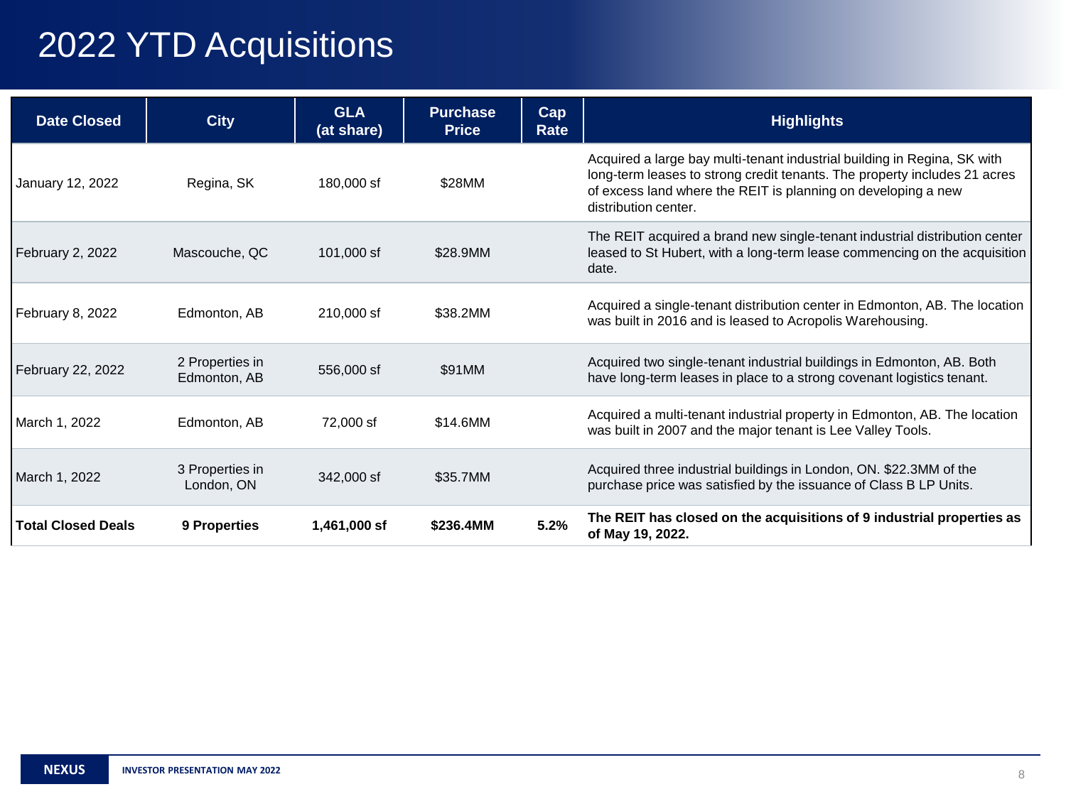# 2022 YTD Acquisitions

| Date Closed | City | GLA (at share) | Purchase Price | Cap Rate | Highlights |
|---|---|---|---|---|---|
| January 12, 2022 | Regina, SK | 180,000 sf | $28MM | | Acquired a large bay multi-tenant industrial building in Regina, SK with long-term leases to strong credit tenants. The property includes 21 acres of excess land where the REIT is planning on developing a new distribution center. |
| February 2, 2022 | Mascouche, QC | 101,000 sf | $28.9MM | | The REIT acquired a brand new single-tenant industrial distribution center leased to St Hubert, with a long-term lease commencing on the acquisition date. |
| February 8, 2022 | Edmonton, AB | 210,000 sf | $38.2MM | | Acquired a single-tenant distribution center in Edmonton, AB. The location was built in 2016 and is leased to Acropolis Warehousing. |
| February 22, 2022 | 2 Properties in Edmonton, AB | 556,000 sf | $91MM | | Acquired two single-tenant industrial buildings in Edmonton, AB. Both have long-term leases in place to a strong covenant logistics tenant. |
| March 1, 2022 | Edmonton, AB | 72,000 sf | $14.6MM | | Acquired a multi-tenant industrial property in Edmonton, AB. The location was built in 2007 and the major tenant is Lee Valley Tools. |
| March 1, 2022 | 3 Properties in London, ON | 342,000 sf | $35.7MM | | Acquired three industrial buildings in London, ON. $22.3MM of the purchase price was satisfied by the issuance of Class B LP Units. |
| **Total Closed Deals** | **9 Properties** | **1,461,000 sf** | **$236.4MM** | **5.2%** | **The REIT has closed on the acquisitions of 9 industrial properties as of May 19, 2022.** |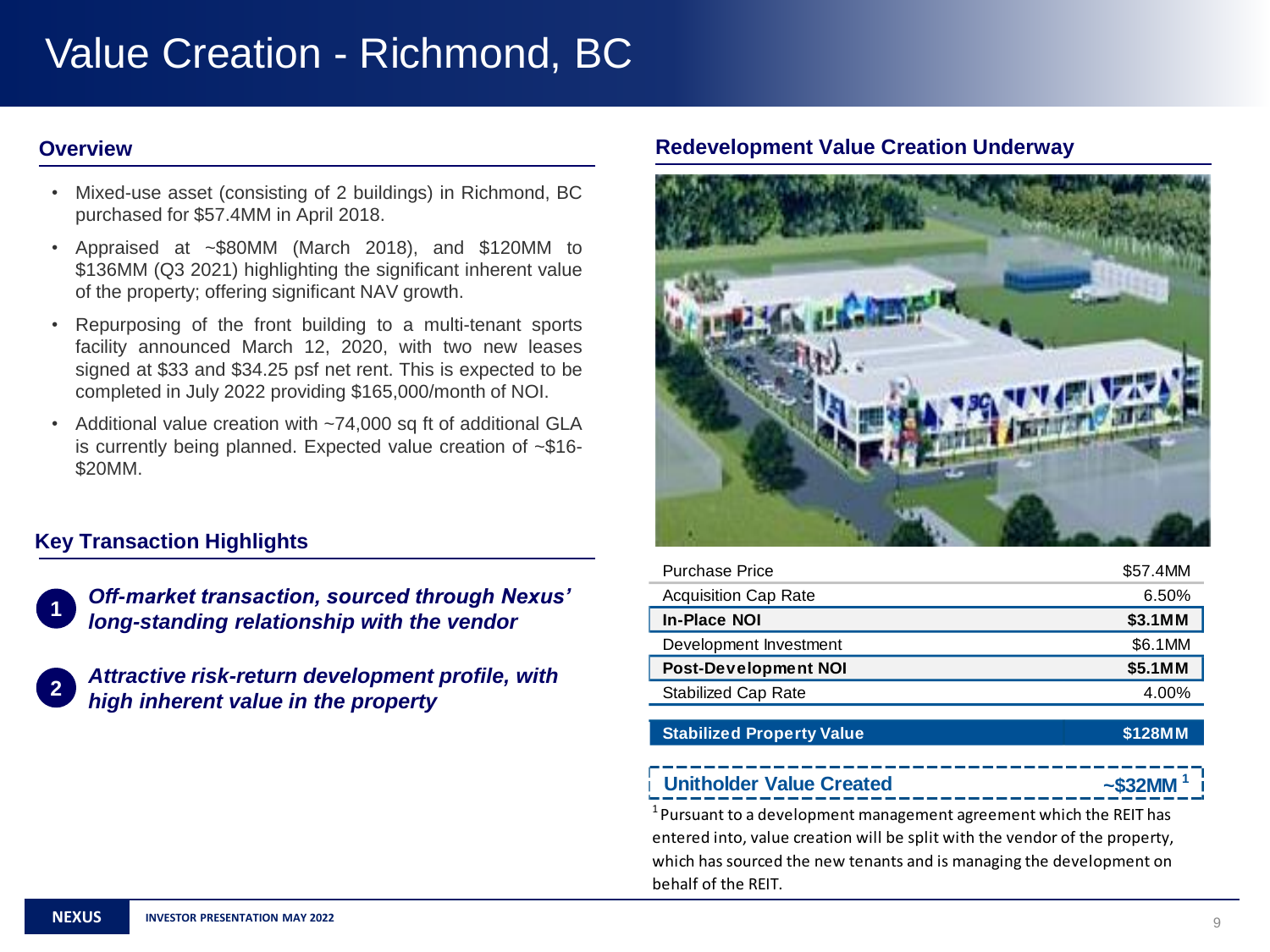# Value Creation - Richmond, BC

## Overview

- Mixed-use asset (consisting of 2 buildings) in Richmond, BC purchased for $57.4MM in April 2018.
- Appraised at ~$80MM (March 2018), and $120MM to $136MM (Q3 2021) highlighting the significant inherent value of the property; offering significant NAV growth.
- Repurposing of the front building to a multi-tenant sports facility announced March 12, 2020, with two new leases signed at $33 and $34.25 psf net rent. This is expected to be completed in July 2022 providing $165,000/month of NOI.
- Additional value creation with ~74,000 sq ft of additional GLA is currently being planned. Expected value creation of ~$16-$20MM.

## Key Transaction Highlights

1. ***Off-market transaction, sourced through Nexus' long-standing relationship with the vendor***
2. ***Attractive risk-return development profile, with high inherent value in the property***

## Redevelopment Value Creation Underway

| | |
|---|---|
| Purchase Price | $57.4MM |
| Acquisition Cap Rate | 6.50% |
| **In-Place NOI** | **$3.1MM** |
| Development Investment | $6.1MM |
| **Post-Development NOI** | **$5.1MM** |
| Stabilized Cap Rate | 4.00% |
| **Stabilized Property Value** | **$128MM** |
| **Unitholder Value Created** | **~$32MM [1]** |

[1] Pursuant to a development management agreement which the REIT has entered into, value creation will be split with the vendor of the property, which has sourced the new tenants and is managing the development on behalf of the REIT.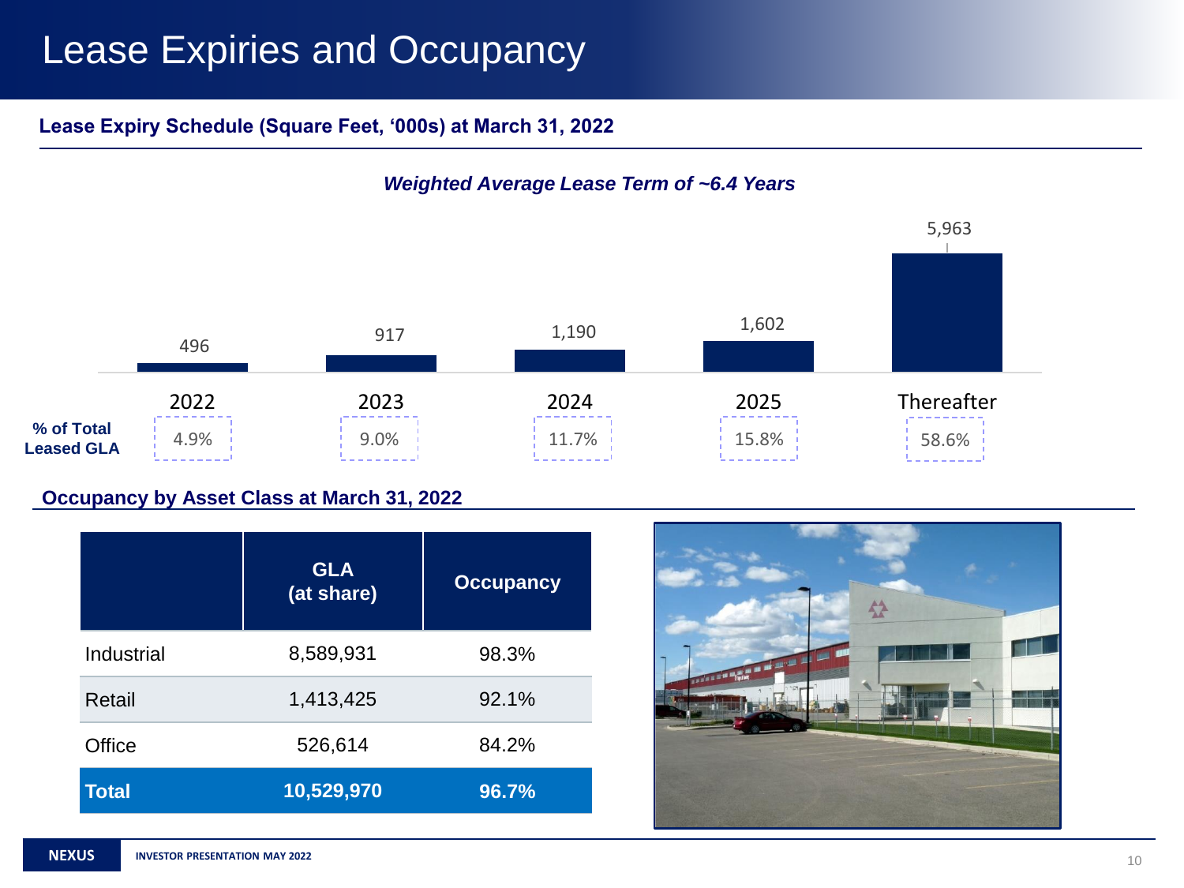# Lease Expiries and Occupancy

## Lease Expiry Schedule (Square Feet, '000s) at March 31, 2022

***Weighted Average Lease Term of ~6.4 Years***

| | 2022 | 2023 | 2024 | 2025 | Thereafter |
|---|---|---|---|---|---|
| Square Feet ('000s) | 496 | 917 | 1,190 | 1,602 | 5,963 |
| **% of Total Leased GLA** | 4.9% | 9.0% | 11.7% | 15.8% | 58.6% |

## Occupancy by Asset Class at March 31, 2022

| | GLA (at share) | Occupancy |
|---|---|---|
| Industrial | 8,589,931 | 98.3% |
| Retail | 1,413,425 | 92.1% |
| Office | 526,614 | 84.2% |
| **Total** | **10,529,970** | **96.7%** |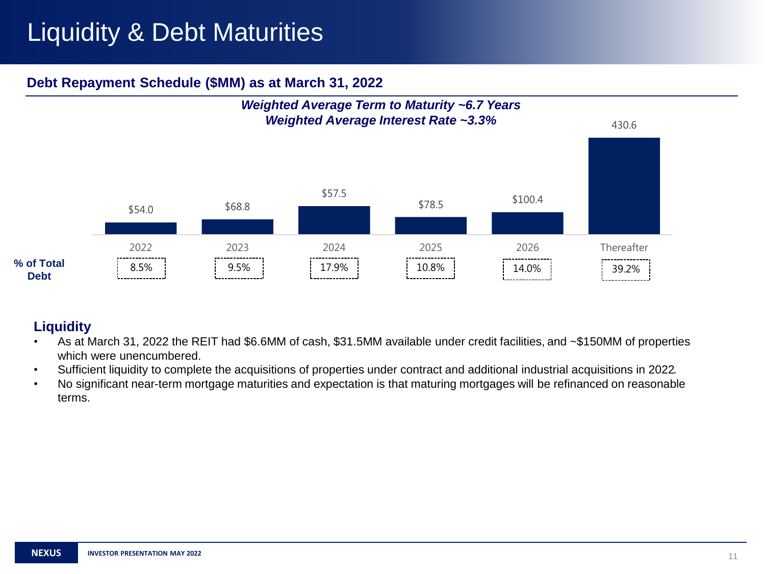# Liquidity & Debt Maturities

## Debt Repayment Schedule ($MM) as at March 31, 2022

***Weighted Average Term to Maturity ~6.7 Years***
***Weighted Average Interest Rate ~3.3%***

| | 2022 | 2023 | 2024 | 2025 | 2026 | Thereafter |
|---|---|---|---|---|---|---|
| Debt Repayment ($MM) | $54.0 | $68.8 | $57.5 | $78.5 | $100.4 | 430.6 |
| **% of Total Debt** | 8.5% | 9.5% | 17.9% | 10.8% | 14.0% | 39.2% |

### Liquidity

- As at March 31, 2022 the REIT had $6.6MM of cash, $31.5MM available under credit facilities, and ~$150MM of properties which were unencumbered.
- Sufficient liquidity to complete the acquisitions of properties under contract and additional industrial acquisitions in 2022.
- No significant near-term mortgage maturities and expectation is that maturing mortgages will be refinanced on reasonable terms.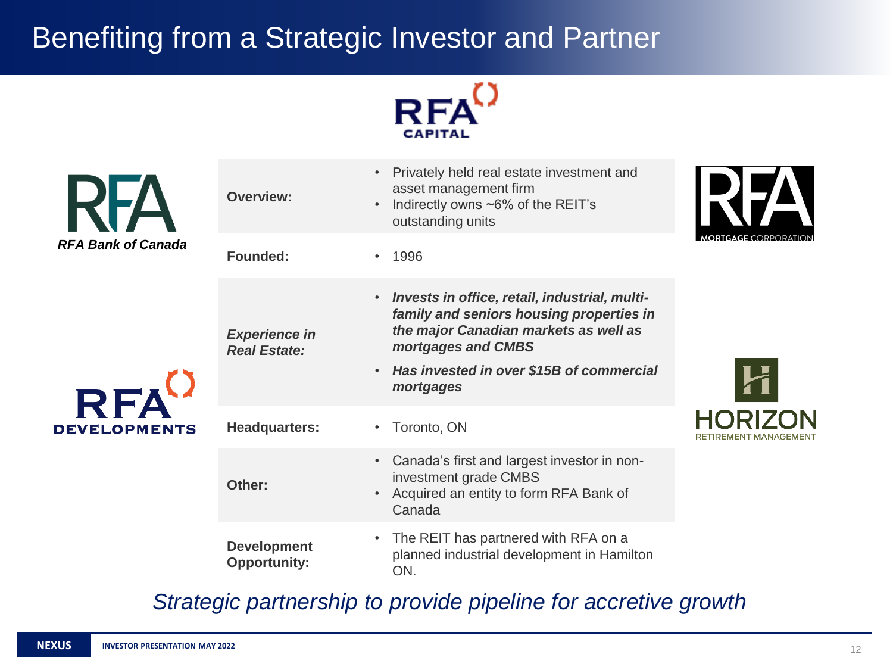# Benefiting from a Strategic Investor and Partner

RFA CAPITAL

RFA Bank of Canada

RFA MORTGAGE CORPORATION

RFA DEVELOPMENTS

HORIZON RETIREMENT MANAGEMENT

| | |
|---|---|
| **Overview:** | • Privately held real estate investment and asset management firm<br>• Indirectly owns ~6% of the REIT's outstanding units |
| **Founded:** | • 1996 |
| ***Experience in Real Estate:*** | • ***Invests in office, retail, industrial, multi-family and seniors housing properties in the major Canadian markets as well as mortgages and CMBS***<br>• ***Has invested in over $15B of commercial mortgages*** |
| **Headquarters:** | • Toronto, ON |
| **Other:** | • Canada's first and largest investor in non-investment grade CMBS<br>• Acquired an entity to form RFA Bank of Canada |
| **Development Opportunity:** | • The REIT has partnered with RFA on a planned industrial development in Hamilton ON. |

*Strategic partnership to provide pipeline for accretive growth*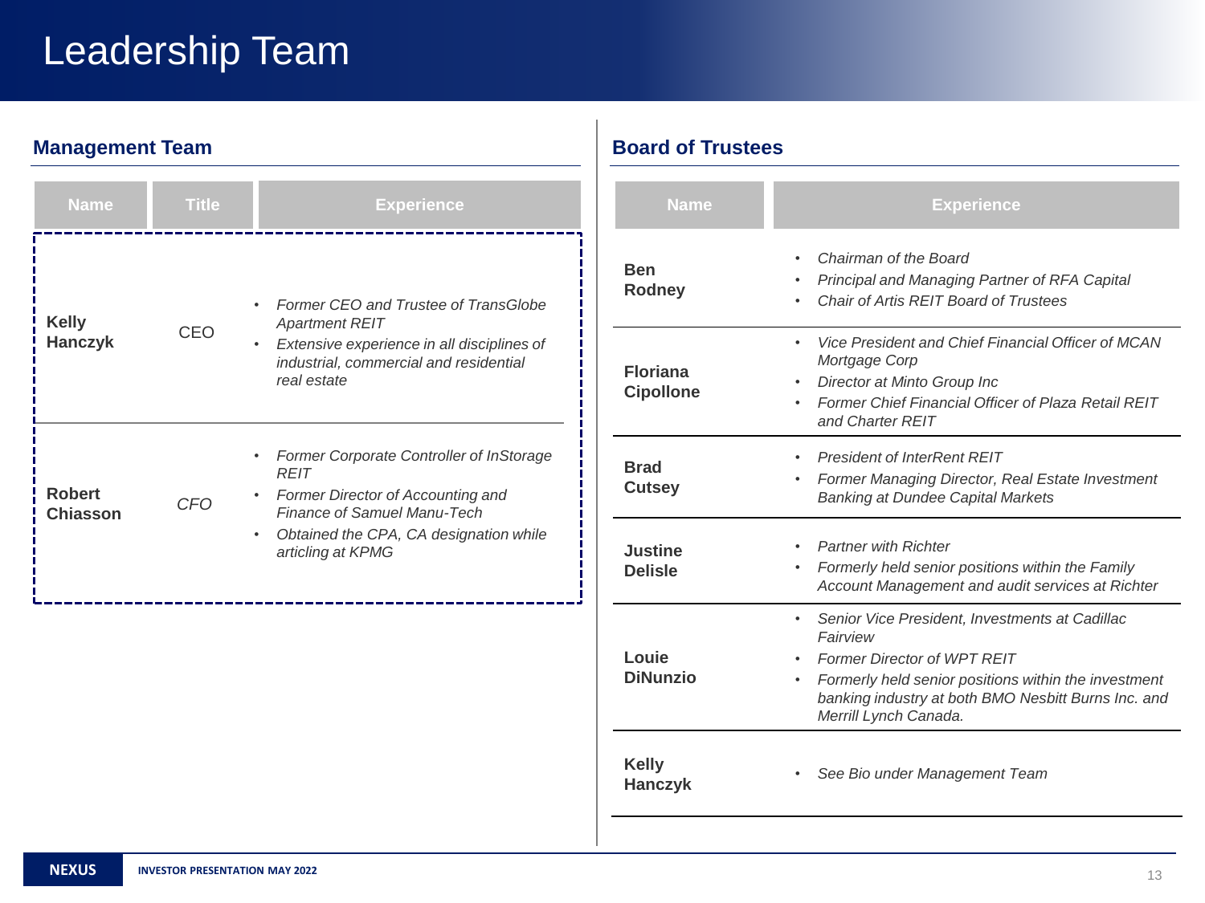# Leadership Team

## Management Team

| Name | Title | Experience |
| --- | --- | --- |
| **Kelly Hanczyk** | CEO | • *Former CEO and Trustee of TransGlobe Apartment REIT*<br>• *Extensive experience in all disciplines of industrial, commercial and residential real estate* |
| **Robert Chiasson** | *CFO* | • *Former Corporate Controller of InStorage REIT*<br>• *Former Director of Accounting and Finance of Samuel Manu-Tech*<br>• *Obtained the CPA, CA designation while articling at KPMG* |

## Board of Trustees

| Name | Experience |
| --- | --- |
| **Ben Rodney** | • *Chairman of the Board*<br>• *Principal and Managing Partner of RFA Capital*<br>• *Chair of Artis REIT Board of Trustees* |
| **Floriana Cipollone** | • *Vice President and Chief Financial Officer of MCAN Mortgage Corp*<br>• *Director at Minto Group Inc*<br>• *Former Chief Financial Officer of Plaza Retail REIT and Charter REIT* |
| **Brad Cutsey** | • *President of InterRent REIT*<br>• *Former Managing Director, Real Estate Investment Banking at Dundee Capital Markets* |
| **Justine Delisle** | • *Partner with Richter*<br>• *Formerly held senior positions within the Family Account Management and audit services at Richter* |
| **Louie DiNunzio** | • *Senior Vice President, Investments at Cadillac Fairview*<br>• *Former Director of WPT REIT*<br>• *Formerly held senior positions within the investment banking industry at both BMO Nesbitt Burns Inc. and Merrill Lynch Canada.* |
| **Kelly Hanczyk** | • *See Bio under Management Team* |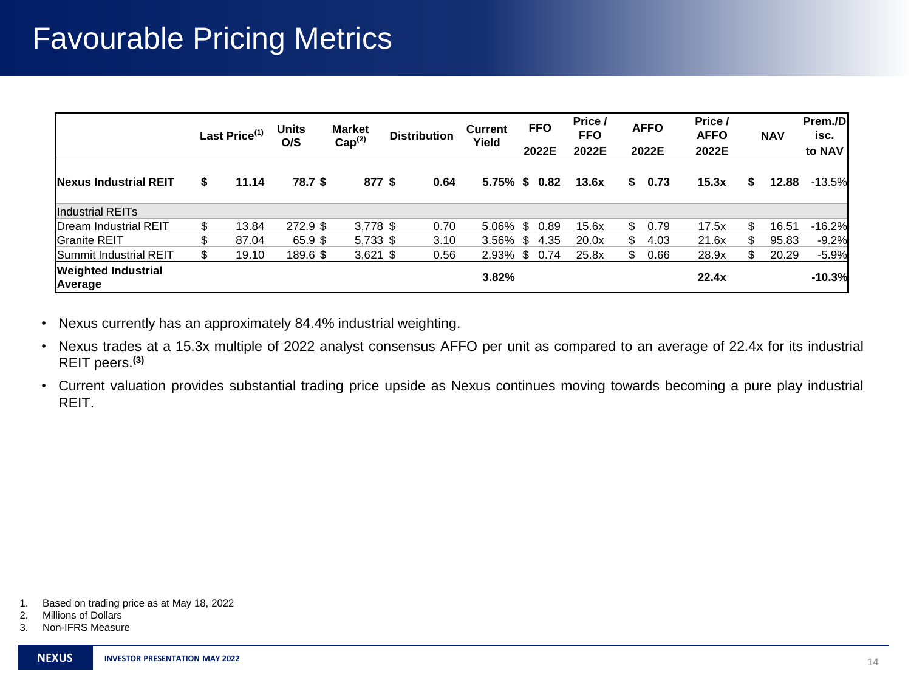# Favourable Pricing Metrics

| | Last Price[1] | Units O/S | Market Cap[2] | Distribution | Current Yield | FFO 2022E | Price / FFO 2022E | AFFO 2022E | Price / AFFO 2022E | NAV | Prem./Disc. to NAV |
|---|---|---|---|---|---|---|---|---|---|---|---|
| **Nexus Industrial REIT** | **$ 11.14** | **78.7** | **$ 877** | **$ 0.64** | **5.75%** | **$ 0.82** | **13.6x** | **$ 0.73** | **15.3x** | **$ 12.88** | -13.5% |
| Industrial REITs | | | | | | | | | | | |
| Dream Industrial REIT | $ 13.84 | 272.9 | $ 3,778 | $ 0.70 | 5.06% | $ 0.89 | 15.6x | $ 0.79 | 17.5x | $ 16.51 | -16.2% |
| Granite REIT | $ 87.04 | 65.9 | $ 5,733 | $ 3.10 | 3.56% | $ 4.35 | 20.0x | $ 4.03 | 21.6x | $ 95.83 | -9.2% |
| Summit Industrial REIT | $ 19.10 | 189.6 | $ 3,621 | $ 0.56 | 2.93% | $ 0.74 | 25.8x | $ 0.66 | 28.9x | $ 20.29 | -5.9% |
| **Weighted Industrial Average** | | | | | **3.82%** | | | | **22.4x** | | **-10.3%** |

- Nexus currently has an approximately 84.4% industrial weighting.
- Nexus trades at a 15.3x multiple of 2022 analyst consensus AFFO per unit as compared to an average of 22.4x for its industrial REIT peers.[3]
- Current valuation provides substantial trading price upside as Nexus continues moving towards becoming a pure play industrial REIT.

1. Based on trading price as at May 18, 2022
2. Millions of Dollars
3. Non-IFRS Measure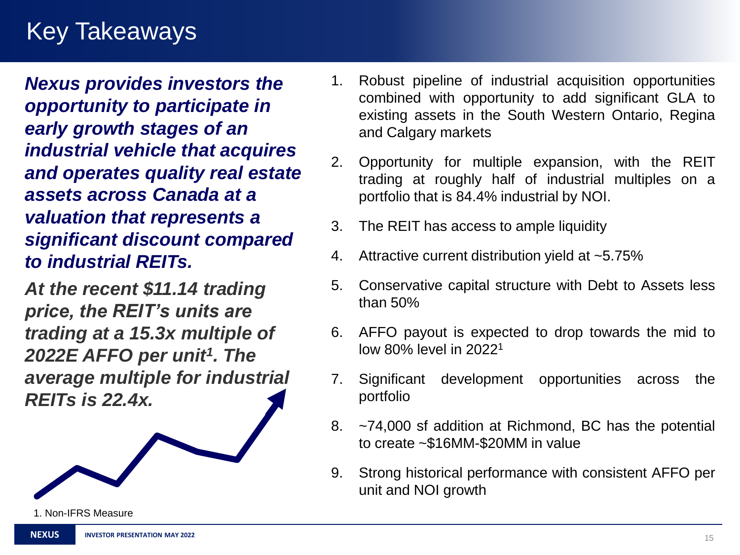# Key Takeaways

***Nexus provides investors the opportunity to participate in early growth stages of an industrial vehicle that acquires and operates quality real estate assets across Canada at a valuation that represents a significant discount compared to industrial REITs.***

***At the recent $11.14 trading price, the REIT's units are trading at a 15.3x multiple of 2022E AFFO per unit[1]. The average multiple for industrial REITs is 22.4x.***

1. Robust pipeline of industrial acquisition opportunities combined with opportunity to add significant GLA to existing assets in the South Western Ontario, Regina and Calgary markets
2. Opportunity for multiple expansion, with the REIT trading at roughly half of industrial multiples on a portfolio that is 84.4% industrial by NOI.
3. The REIT has access to ample liquidity
4. Attractive current distribution yield at ~5.75%
5. Conservative capital structure with Debt to Assets less than 50%
6. AFFO payout is expected to drop towards the mid to low 80% level in 2022[1]
7. Significant development opportunities across the portfolio
8. ~74,000 sf addition at Richmond, BC has the potential to create ~$16MM-$20MM in value
9. Strong historical performance with consistent AFFO per unit and NOI growth

1. Non-IFRS Measure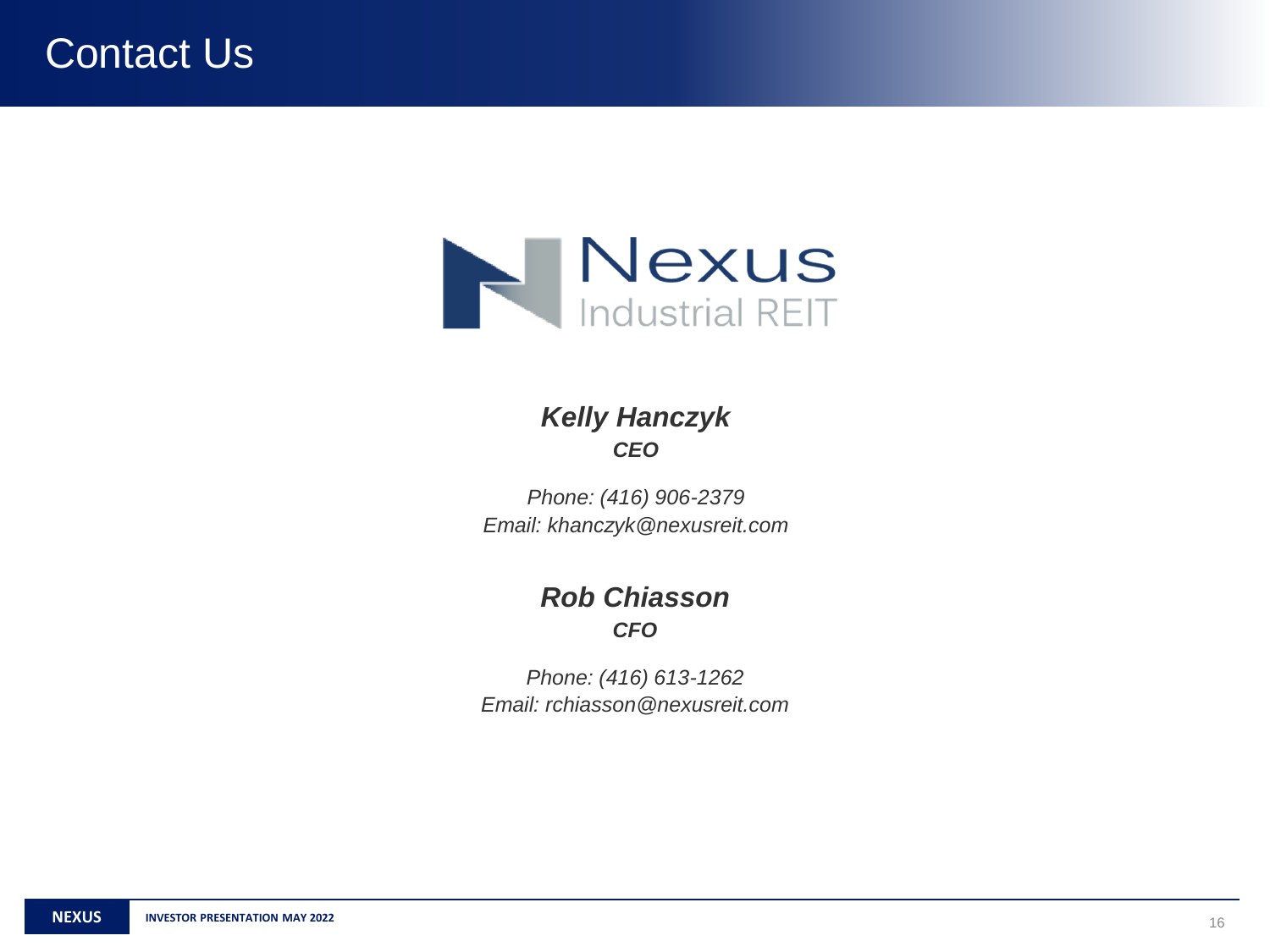# Contact Us

Nexus
Industrial REIT

***Kelly Hanczyk***
***CEO***

*Phone: (416) 906-2379*
*Email: khanczyk@nexusreit.com*

***Rob Chiasson***
***CFO***

*Phone: (416) 613-1262*
*Email: rchiasson@nexusreit.com*